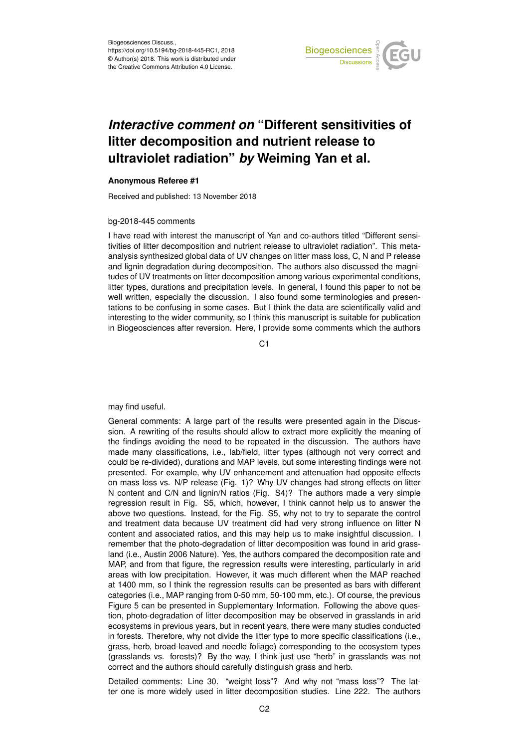Biogeosciences Discuss.,
https://doi.org/10.5194/bg-2018-445-RC1, 2018
© Author(s) 2018. This work is distributed under
the Creative Commons Attribution 4.0 License.

# *Interactive comment on* "Different sensitivities of litter decomposition and nutrient release to ultraviolet radiation" *by* Weiming Yan et al.

**Anonymous Referee #1**

Received and published: 13 November 2018

bg-2018-445 comments

I have read with interest the manuscript of Yan and co-authors titled "Different sensitivities of litter decomposition and nutrient release to ultraviolet radiation". This meta-analysis synthesized global data of UV changes on litter mass loss, C, N and P release and lignin degradation during decomposition. The authors also discussed the magnitudes of UV treatments on litter decomposition among various experimental conditions, litter types, durations and precipitation levels. In general, I found this paper to not be well written, especially the discussion. I also found some terminologies and presentations to be confusing in some cases. But I think the data are scientifically valid and interesting to the wider community, so I think this manuscript is suitable for publication in Biogeosciences after reversion. Here, I provide some comments which the authors may find useful.

General comments: A large part of the results were presented again in the Discussion. A rewriting of the results should allow to extract more explicitly the meaning of the findings avoiding the need to be repeated in the discussion. The authors have made many classifications, i.e., lab/field, litter types (although not very correct and could be re-divided), durations and MAP levels, but some interesting findings were not presented. For example, why UV enhancement and attenuation had opposite effects on mass loss vs. N/P release (Fig. 1)? Why UV changes had strong effects on litter N content and C/N and lignin/N ratios (Fig. S4)? The authors made a very simple regression result in Fig. S5, which, however, I think cannot help us to answer the above two questions. Instead, for the Fig. S5, why not to try to separate the control and treatment data because UV treatment did had very strong influence on litter N content and associated ratios, and this may help us to make insightful discussion. I remember that the photo-degradation of litter decomposition was found in arid grassland (i.e., Austin 2006 Nature). Yes, the authors compared the decomposition rate and MAP, and from that figure, the regression results were interesting, particularly in arid areas with low precipitation. However, it was much different when the MAP reached at 1400 mm, so I think the regression results can be presented as bars with different categories (i.e., MAP ranging from 0-50 mm, 50-100 mm, etc.). Of course, the previous Figure 5 can be presented in Supplementary Information. Following the above question, photo-degradation of litter decomposition may be observed in grasslands in arid ecosystems in previous years, but in recent years, there were many studies conducted in forests. Therefore, why not divide the litter type to more specific classifications (i.e., grass, herb, broad-leaved and needle foliage) corresponding to the ecosystem types (grasslands vs. forests)? By the way, I think just use "herb" in grasslands was not correct and the authors should carefully distinguish grass and herb.

Detailed comments: Line 30. "weight loss"? And why not "mass loss"? The latter one is more widely used in litter decomposition studies. Line 222. The authors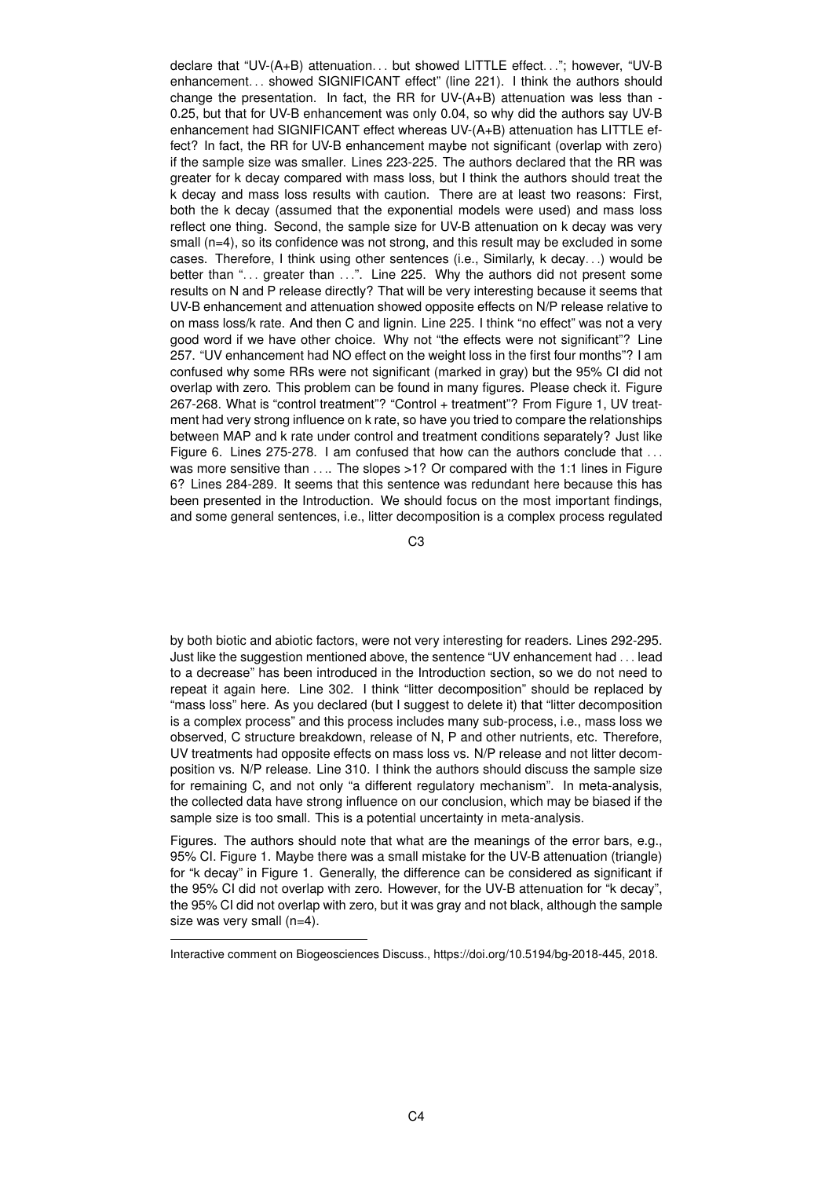declare that "UV-(A+B) attenuation… but showed LITTLE effect…"; however, "UV-B enhancement… showed SIGNIFICANT effect" (line 221). I think the authors should change the presentation. In fact, the RR for UV-(A+B) attenuation was less than -0.25, but that for UV-B enhancement was only 0.04, so why did the authors say UV-B enhancement had SIGNIFICANT effect whereas UV-(A+B) attenuation has LITTLE effect? In fact, the RR for UV-B enhancement maybe not significant (overlap with zero) if the sample size was smaller. Lines 223-225. The authors declared that the RR was greater for k decay compared with mass loss, but I think the authors should treat the k decay and mass loss results with caution. There are at least two reasons: First, both the k decay (assumed that the exponential models were used) and mass loss reflect one thing. Second, the sample size for UV-B attenuation on k decay was very small (n=4), so its confidence was not strong, and this result may be excluded in some cases. Therefore, I think using other sentences (i.e., Similarly, k decay…) would be better than "… greater than …". Line 225. Why the authors did not present some results on N and P release directly? That will be very interesting because it seems that UV-B enhancement and attenuation showed opposite effects on N/P release relative to on mass loss/k rate. And then C and lignin. Line 225. I think "no effect" was not a very good word if we have other choice. Why not "the effects were not significant"? Line 257. "UV enhancement had NO effect on the weight loss in the first four months"? I am confused why some RRs were not significant (marked in gray) but the 95% CI did not overlap with zero. This problem can be found in many figures. Please check it. Figure 267-268. What is "control treatment"? "Control + treatment"? From Figure 1, UV treatment had very strong influence on k rate, so have you tried to compare the relationships between MAP and k rate under control and treatment conditions separately? Just like Figure 6. Lines 275-278. I am confused that how can the authors conclude that … was more sensitive than …. The slopes >1? Or compared with the 1:1 lines in Figure 6? Lines 284-289. It seems that this sentence was redundant here because this has been presented in the Introduction. We should focus on the most important findings, and some general sentences, i.e., litter decomposition is a complex process regulated by both biotic and abiotic factors, were not very interesting for readers. Lines 292-295. Just like the suggestion mentioned above, the sentence "UV enhancement had … lead to a decrease" has been introduced in the Introduction section, so we do not need to repeat it again here. Line 302. I think "litter decomposition" should be replaced by "mass loss" here. As you declared (but I suggest to delete it) that "litter decomposition is a complex process" and this process includes many sub-process, i.e., mass loss we observed, C structure breakdown, release of N, P and other nutrients, etc. Therefore, UV treatments had opposite effects on mass loss vs. N/P release and not litter decomposition vs. N/P release. Line 310. I think the authors should discuss the sample size for remaining C, and not only "a different regulatory mechanism". In meta-analysis, the collected data have strong influence on our conclusion, which may be biased if the sample size is too small. This is a potential uncertainty in meta-analysis.

Figures. The authors should note that what are the meanings of the error bars, e.g., 95% CI. Figure 1. Maybe there was a small mistake for the UV-B attenuation (triangle) for "k decay" in Figure 1. Generally, the difference can be considered as significant if the 95% CI did not overlap with zero. However, for the UV-B attenuation for "k decay", the 95% CI did not overlap with zero, but it was gray and not black, although the sample size was very small (n=4).

---

Interactive comment on Biogeosciences Discuss., https://doi.org/10.5194/bg-2018-445, 2018.